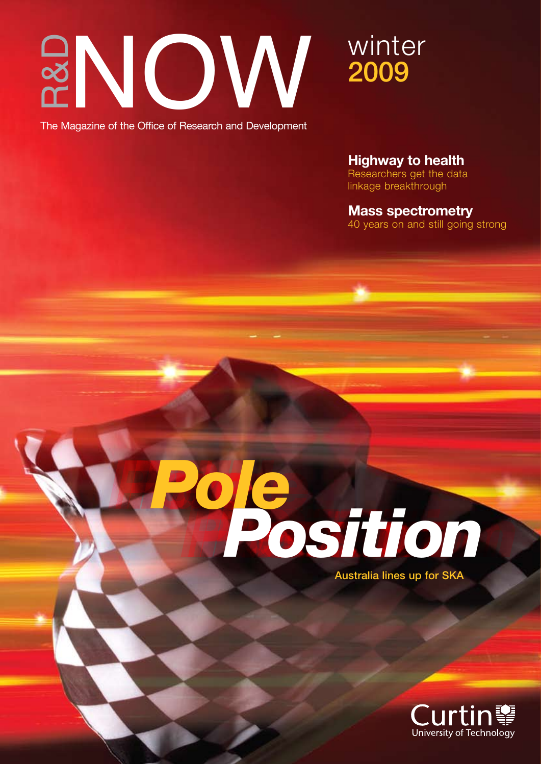# R&D NOW

winter
2009

The Magazine of the Office of Research and Development

**Highway to health**
Researchers get the data linkage breakthrough

**Mass spectrometry**
40 years on and still going strong

# *Pole Position*

Australia lines up for SKA

Curtin University of Technology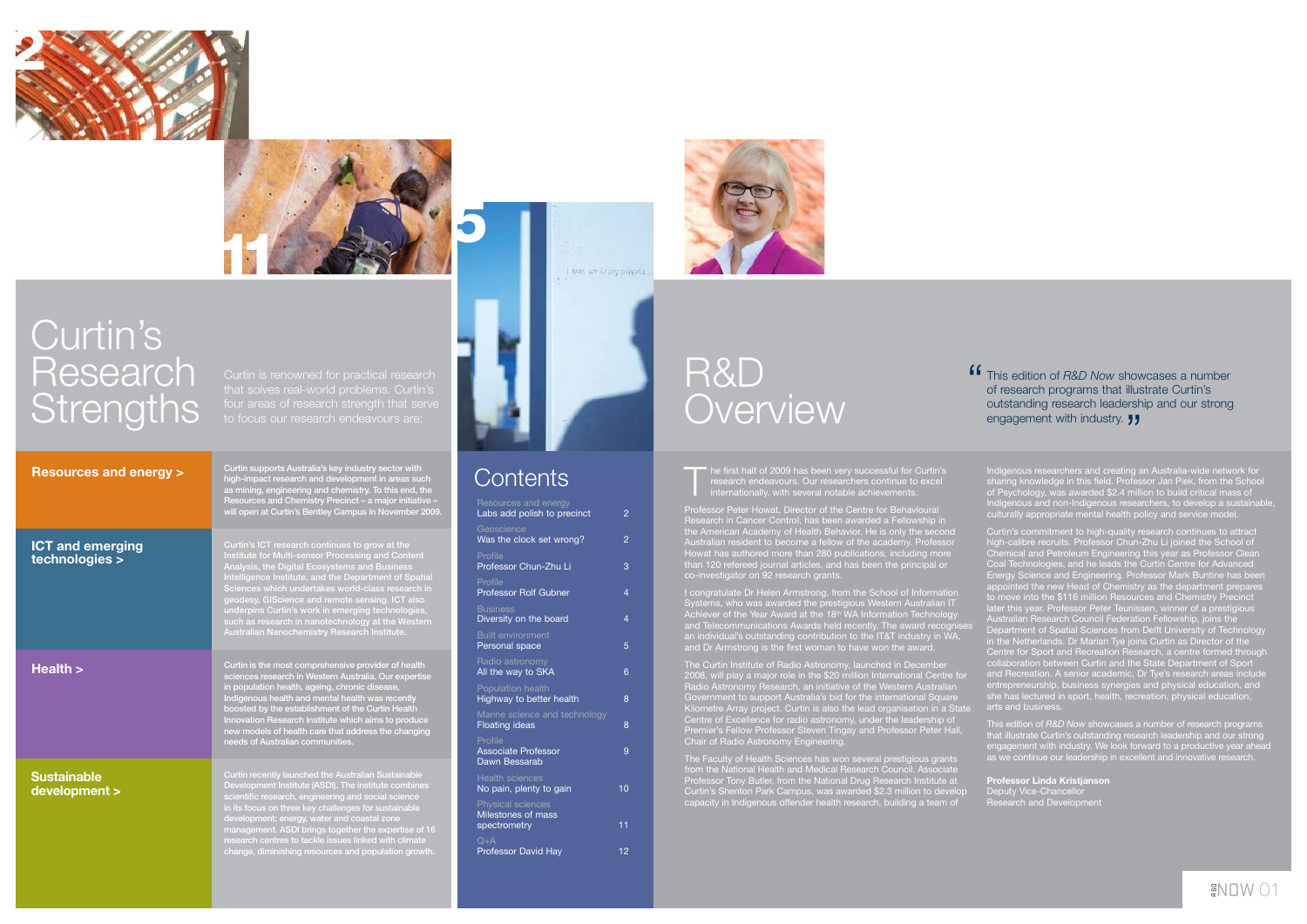# Curtin's Research Strengths

Curtin is renowned for practical research that solves real-world problems. Curtin's four areas of research strength that serve to focus our research endeavours are:

**Resources and energy >**

Curtin supports Australia's key industry sector with high-impact research and development in areas such as mining, engineering and chemistry. To this end, the Resources and Chemistry Precinct – a major initiative – will open at Curtin's Bentley Campus in November 2009.

**ICT and emerging technologies >**

Curtin's ICT research continues to grow at the Institute for Multi-sensor Processing and Content Analysis, the Digital Ecosystems and Business Intelligence Institute, and the Department of Spatial Sciences which undertakes world-class research in geodesy, GIScience and remote sensing. ICT also underpins Curtin's work in emerging technologies, such as research in nanotechnology at the Western Australian Nanochemistry Research Institute.

**Health >**

Curtin is the most comprehensive provider of health sciences research in Western Australia. Our expertise in population health, ageing, chronic disease, Indigenous health and mental health was recently boosted by the establishment of the Curtin Health Innovation Research Institute which aims to produce new models of health care that address the changing needs of Australian communities.

**Sustainable development >**

Curtin recently launched the Australian Sustainable Development Institute (ASDI). The institute combines scientific research, engineering and social science in its focus on three key challenges for sustainable development: energy, water and coastal zone management. ASDI brings together the expertise of 16 research centres to tackle issues linked with climate change, diminishing resources and population growth.

## Contents

| Section | Title | Page |
|---|---|---|
| Resources and energy | Labs add polish to precinct | 2 |
| Geoscience | Was the clock set wrong? | 2 |
| Profile | Professor Chun-Zhu Li | 3 |
| Profile | Professor Rolf Gubner | 4 |
| Business | Diversity on the board | 4 |
| Built environment | Personal space | 5 |
| Radio astronomy | All the way to SKA | 6 |
| Population health | Highway to better health | 8 |
| Marine science and technology | Floating ideas | 8 |
| Profile | Associate Professor Dawn Bessarab | 9 |
| Health sciences | No pain, plenty to gain | 10 |
| Physical sciences | Milestones of mass spectrometry | 11 |
| Q+A | Professor David Hay | 12 |

# R&D Overview

> "This edition of *R&D Now* showcases a number of research programs that illustrate Curtin's outstanding research leadership and our strong engagement with industry."

The first half of 2009 has been very successful for Curtin's research endeavours. Our researchers continue to excel internationally, with several notable achievements.

Professor Peter Howat, Director of the Centre for Behavioural Research in Cancer Control, has been awarded a Fellowship in the American Academy of Health Behavior. He is only the second Australian resident to become a fellow of the academy. Professor Howat has authored more than 280 publications, including more than 120 refereed journal articles, and has been the principal or co-investigator on 92 research grants.

I congratulate Dr Helen Armstrong, from the School of Information Systems, who was awarded the prestigious Western Australian IT Achiever of the Year Award at the 18th WA Information Technology and Telecommunications Awards held recently. The award recognises an individual's outstanding contribution to the IT&T industry in WA, and Dr Armstrong is the first woman to have won the award.

The Curtin Institute of Radio Astronomy, launched in December 2008, will play a major role in the $20 million International Centre for Radio Astronomy Research, an initiative of the Western Australian Government to support Australia's bid for the international Square Kilometre Array project. Curtin is also the lead organisation in a State Centre of Excellence for radio astronomy, under the leadership of Premier's Fellow Professor Steven Tingay and Professor Peter Hall, Chair of Radio Astronomy Engineering.

The Faculty of Health Sciences has won several prestigious grants from the National Health and Medical Research Council. Associate Professor Tony Butler, from the National Drug Research Institute at Curtin's Shenton Park Campus, was awarded $2.3 million to develop capacity in Indigenous offender health research, building a team of Indigenous researchers and creating an Australia-wide network for sharing knowledge in this field. Professor Jan Piek, from the School of Psychology, was awarded $2.4 million to build critical mass of Indigenous and non-Indigenous researchers, to develop a sustainable, culturally appropriate mental health policy and service model.

Curtin's commitment to high-quality research continues to attract high-calibre recruits. Professor Chun-Zhu Li joined the School of Chemical and Petroleum Engineering this year as Professor Clean Coal Technologies, and he leads the Curtin Centre for Advanced Energy Science and Engineering. Professor Mark Buntine has been appointed the new Head of Chemistry as the department prepares to move into the $116 million Resources and Chemistry Precinct later this year. Professor Peter Teunissen, winner of a prestigious Australian Research Council Federation Fellowship, joins the Department of Spatial Sciences from Delft University of Technology in the Netherlands. Dr Marian Tye joins Curtin as Director of the Centre for Sport and Recreation Research, a centre formed through collaboration between Curtin and the State Department of Sport and Recreation. A senior academic, Dr Tye's research areas include entrepreneurship, business synergies and physical education, and she has lectured in sport, health, recreation, physical education, arts and business.

This edition of *R&D Now* showcases a number of research programs that illustrate Curtin's outstanding research leadership and our strong engagement with industry. We look forward to a productive year ahead as we continue our leadership in excellent and innovative research.

**Professor Linda Kristjanson**
Deputy Vice-Chancellor
Research and Development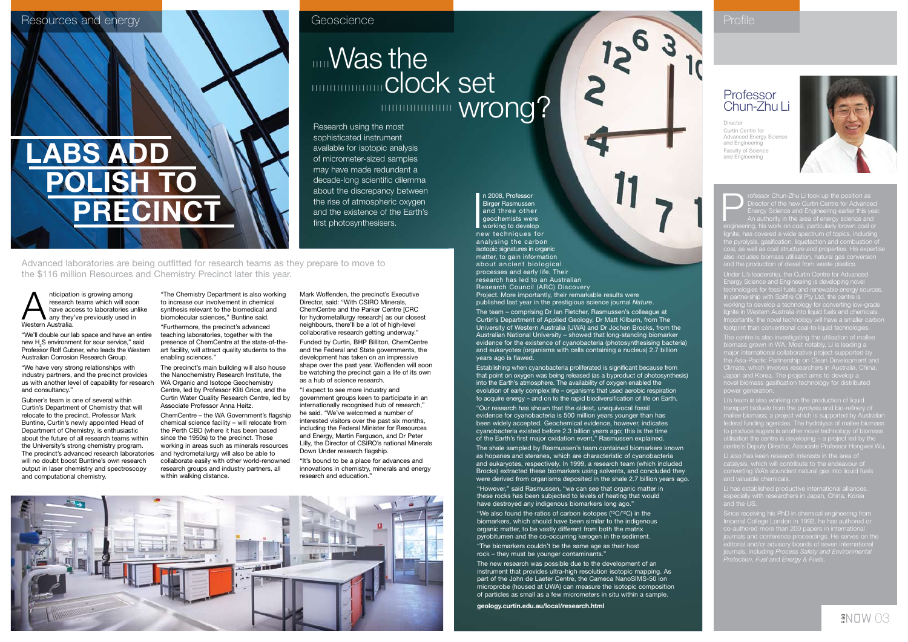Resources and energy

# LABS ADD POLISH TO PRECINCT

Advanced laboratories are being outfitted for research teams as they prepare to move to the $116 million Resources and Chemistry Precinct later this year.

Anticipation is growing among research teams which will soon have access to laboratories unlike any they've previously used in Western Australia.

"We'll double our lab space and have an entire new $H_2S$ environment for sour service," said Professor Rolf Gubner, who leads the Western Australian Corrosion Research Group.

"We have very strong relationships with industry partners, and the precinct provides us with another level of capability for research and consultancy."

Gubner's team is one of several within Curtin's Department of Chemistry that will relocate to the precinct. Professor Mark Buntine, Curtin's newly appointed Head of Department of Chemistry, is enthusiastic about the future of all research teams within the University's strong chemistry program. The precinct's advanced research laboratories will no doubt boost Buntine's own research output in laser chemistry and spectroscopy and computational chemistry.

"The Chemistry Department is also working to increase our involvement in chemical synthesis relevant to the biomedical and biomolecular sciences," Buntine said.

"Furthermore, the precinct's advanced teaching laboratories, together with the presence of ChemCentre at the state-of-the-art facility, will attract quality students to the enabling sciences."

The precinct's main building will also house the Nanochemistry Research Institute, the WA Organic and Isotope Geochemistry Centre, led by Professor Kliti Grice, and the Curtin Water Quality Research Centre, led by Associate Professor Anna Heitz.

ChemCentre – the WA Government's flagship chemical science facility – will relocate from the Perth CBD (where it has been based since the 1950s) to the precinct. Those working in areas such as minerals resources and hydrometallurgy will also be able to collaborate easily with other world-renowned research groups and industry partners, all within walking distance.

Mark Woffenden, the precinct's Executive Director, said: "With CSIRO Minerals, ChemCentre and the Parker Centre [CRC for hydrometallurgy research] as our closest neighbours, there'll be a lot of high-level collaborative research getting underway."

Funded by Curtin, BHP Billiton, ChemCentre and the Federal and State governments, the development has taken on an impressive shape over the past year. Woffenden will soon be watching the precinct gain a life of its own as a hub of science research.

"I expect to see more industry and government groups keen to participate in an internationally recognised hub of research," he said. "We've welcomed a number of interested visitors over the past six months, including the Federal Minister for Resources and Energy, Martin Ferguson, and Dr Peter Lilly, the Director of CSIRO's national Minerals Down Under research flagship.

"It's bound to be a place for advances and innovations in chemistry, minerals and energy research and education."

Geoscience

# Was the clock set wrong?

Research using the most sophisticated instrument available for isotopic analysis of micrometer-sized samples may have made redundant a decade-long scientific dilemma about the discrepancy between the rise of atmospheric oxygen and the existence of the Earth's first photosynthesisers.

In 2008, Professor Birger Rasmussen and three other geochemists were working to develop new techniques for analysing the carbon isotopic signatures in organic matter, to gain information about ancient biological processes and early life. Their research has led to an Australian Research Council (ARC) Discovery Project. More importantly, their remarkable results were published last year in the prestigious science journal *Nature*.

The team – comprising Dr Ian Fletcher, Rasmussen's colleague at Curtin's Department of Applied Geology, Dr Matt Kilburn, from The University of Western Australia (UWA) and Dr Jochen Brocks, from the Australian National University – showed that long-standing biomarker evidence for the existence of cyanobacteria (photosynthesising bacteria) and eukaryotes (organisms with cells containing a nucleus) 2.7 billion years ago is flawed.

Establishing when cyanobacteria proliferated is significant because from that point on oxygen was being released (as a byproduct of photosynthesis) into the Earth's atmosphere. The availability of oxygen enabled the evolution of early complex life – organisms that used aerobic respiration to acquire energy – and on to the rapid biodiversification of life on Earth.

"Our research has shown that the oldest, unequivocal fossil evidence for cyanobacteria is 500 million years younger than has been widely accepted. Geochemical evidence, however, indicates cyanobacteria existed before 2.3 billion years ago; this is the time of the Earth's first major oxidation event," Rasmussen explained.

The shale sampled by Rasmussen's team contained biomarkers known as hopanes and steranes, which are characteristic of cyanobacteria and eukaryotes, respectively. In 1999, a research team (which included Brocks) extracted these biomarkers using solvents, and concluded they were derived from organisms deposited in the shale 2.7 billion years ago.

"However," said Rasmussen, "we can see that organic matter in these rocks has been subjected to levels of heating that would have destroyed any indigenous biomarkers long ago."

"We also found the ratios of carbon isotopes ($^{13}C/^{12}C$) in the biomarkers, which should have been similar to the indigenous organic matter, to be vastly different from both the matrix pyrobitumen and the co-occurring kerogen in the sediment.

"The biomarkers couldn't be the same age as their host rock – they must be younger contaminants."

The new research was possible due to the development of an instrument that provides ultra-high resolution isotopic mapping. As part of the John de Laeter Centre, the Cameca NanoSIMS-50 ion microprobe (housed at UWA) can measure the isotopic composition of particles as small as a few micrometers in situ within a sample.

**geology.curtin.edu.au/local/research.html**

Profile

## Professor Chun-Zhu Li

Director
Curtin Centre for Advanced Energy Science and Engineering
Faculty of Science and Engineering

Professor Chun-Zhu Li took up the position as Director of the new Curtin Centre for Advanced Energy Science and Engineering earlier this year. An authority in the area of energy science and engineering, his work on coal, particularly brown coal or lignite, has covered a wide spectrum of topics, including the pyrolysis, gasification, liquefaction and combustion of coal, as well as coal structure and properties. His expertise also includes biomass utilisation, natural gas conversion and the production of diesel from waste plastics.

Under Li's leadership, the Curtin Centre for Advanced Energy Science and Engineering is developing novel technologies for fossil fuels and renewable energy sources. In partnership with Spitfire Oil Pty Ltd, the centre is working to develop a technology for converting low-grade lignite in Western Australia into liquid fuels and chemicals. Importantly, the novel technology will have a smaller carbon footprint than conventional coal-to-liquid technologies.

The centre is also investigating the utilisation of mallee biomass grown in WA. Most notably, Li is leading a major international collaborative project supported by the Asia-Pacific Partnership on Clean Development and Climate, which involves researchers in Australia, China, Japan and Korea. The project aims to develop a novel biomass gasification technology for distributed power generation.

Li's team is also working on the production of liquid transport biofuels from the pyrolysis and bio-refinery of mallee biomass; a project which is supported by Australian federal funding agencies. The hydrolysis of mallee biomass to produce sugars is another novel technology of biomass utilisation the centre is developing – a project led by the centre's Deputy Director, Associate Professor Hongwei Wu.

Li also has keen research interests in the area of catalysis, which will contribute to the endeavour of converting WA's abundant natural gas into liquid fuels and valuable chemicals.

Li has established productive international alliances, especially with researchers in Japan, China, Korea and the US.

Since receiving his PhD in chemical engineering from Imperial College London in 1993, he has authored or co-authored more than 200 papers in international journals and conference proceedings. He serves on the editorial and/or advisory boards of seven international journals, including *Process Safety and Environmental Protection*, *Fuel* and *Energy & Fuels*.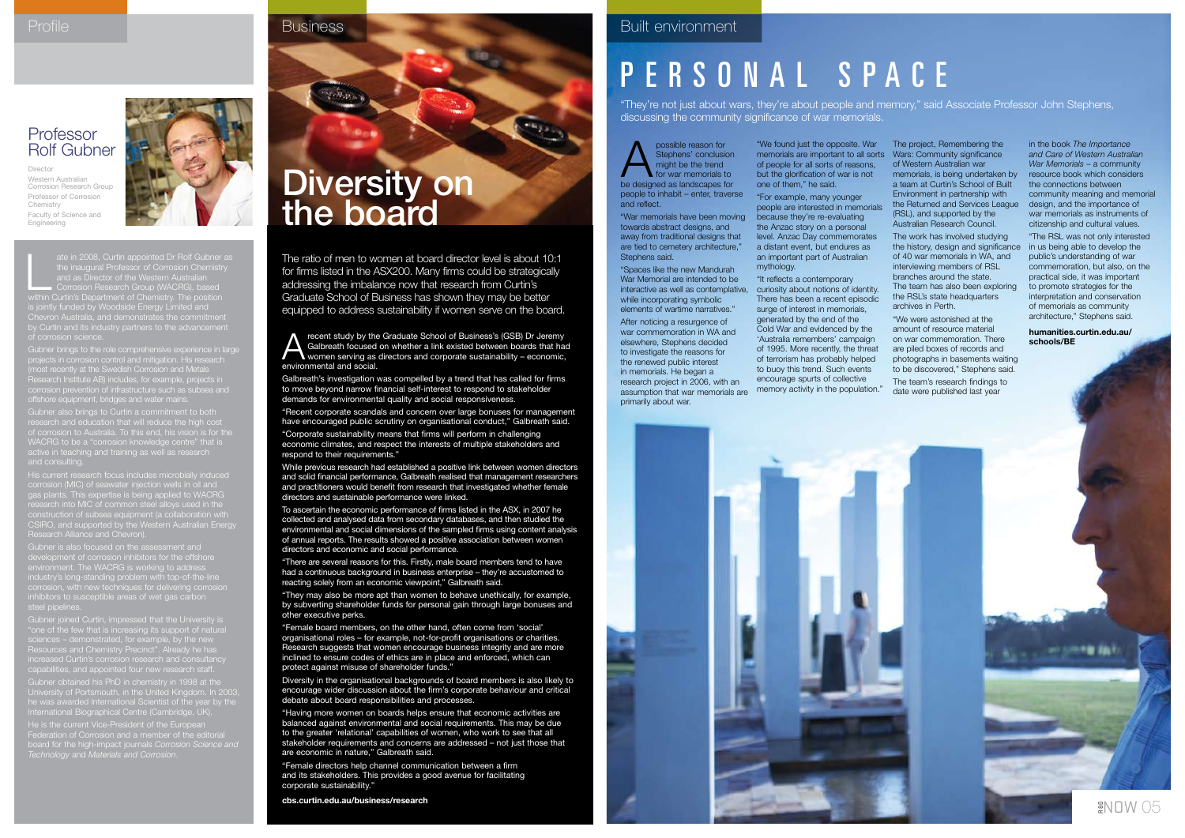# Profile

## Professor Rolf Gubner

Director
Western Australian Corrosion Research Group
Professor of Corrosion Chemistry
Faculty of Science and Engineering

Late in 2008, Curtin appointed Dr Rolf Gubner as the inaugural Professor of Corrosion Chemistry and as Director of the Western Australian Corrosion Research Group (WACRG), based within Curtin's Department of Chemistry. The position is jointly funded by Woodside Energy Limited and Chevron Australia, and demonstrates the commitment by Curtin and its industry partners to the advancement of corrosion science.

Gubner brings to the role comprehensive experience in large projects in corrosion control and mitigation. His research (most recently at the Swedish Corrosion and Metals Research Institute AB) includes, for example, projects in corrosion prevention of infrastructure such as subsea and offshore equipment, bridges and water mains.

Gubner also brings to Curtin a commitment to both research and education that will reduce the high cost of corrosion to Australia. To this end, his vision is for the WACRG to be a "corrosion knowledge centre" that is active in teaching and training as well as research and consulting.

His current research focus includes microbially induced corrosion (MIC) of seawater injection wells in oil and gas plants. This expertise is being applied to WACRG research into MIC of common steel alloys used in the construction of subsea equipment (a collaboration with CSIRO, and supported by the Western Australian Energy Research Alliance and Chevron).

Gubner is also focused on the assessment and development of corrosion inhibitors for the offshore environment. The WACRG is working to address industry's long-standing problem with top-of-the-line corrosion, with new techniques for delivering corrosion inhibitors to susceptible areas of wet gas carbon steel pipelines.

Gubner joined Curtin, impressed that the University is "one of the few that is increasing its support of natural sciences – demonstrated, for example, by the new Resources and Chemistry Precinct". Already he has increased Curtin's corrosion research and consultancy capabilities, and appointed four new research staff.

Gubner obtained his PhD in chemistry in 1998 at the University of Portsmouth, in the United Kingdom. In 2003, he was awarded International Scientist of the year by the International Biographical Centre (Cambridge, UK).

He is the current Vice-President of the European Federation of Corrosion and a member of the editorial board for the high-impact journals *Corrosion Science and Technology* and *Materials and Corrosion*.

# Business

## Diversity on the board

The ratio of men to women at board director level is about 10:1 for firms listed in the ASX200. Many firms could be strategically addressing the imbalance now that research from Curtin's Graduate School of Business has shown they may be better equipped to address sustainability if women serve on the board.

A recent study by the Graduate School of Business's (GSB) Dr Jeremy Galbreath focused on whether a link existed between boards that had women serving as directors and corporate sustainability – economic, environmental and social.

Galbreath's investigation was prompted by a trend that has called for firms to move beyond narrow financial self-interest to respond to stakeholder demands for environmental quality and social responsiveness.

"Recent corporate scandals and concern over large bonuses for management have encouraged public scrutiny on organisational conduct," Galbreath said.

"Corporate sustainability means that firms will perform in challenging economic climates, and respect the interests of multiple stakeholders and respond to their requirements."

While previous research had established a positive link between women directors and solid financial performance, Galbreath realised that management researchers and practitioners would benefit from research that investigated whether female directors and sustainable performance were linked.

To ascertain the economic performance of firms listed in the ASX, in 2007 he collected and analysed data from secondary databases, and then studied the environmental and social dimensions of the sampled firms using content analysis of annual reports. The results showed a positive association between women directors and economic and social performance.

"There are several reasons for this. Firstly, male board members tend to have had a continuous background in business enterprise – they're accustomed to reacting solely from an economic viewpoint," Galbreath said.

"They may also be more apt than women to behave unethically, for example, by subverting shareholder funds for personal gain through large bonuses and other executive perks.

"Female board members, on the other hand, often come from 'social' organisational roles – for example, not-for-profit organisations or charities. Research suggests that women encourage business integrity and are more inclined to ensure codes of ethics are in place and enforced, which can protect against misuse of shareholder funds."

Diversity in the organisational backgrounds of board members is also likely to encourage wider discussion about the firm's corporate behaviour and critical debate about board responsibilities and processes.

"Having more women on boards helps ensure that economic activities are balanced against environmental and social requirements. This may be due to the greater 'relational' capabilities of women, who work to see that all stakeholder requirements and concerns are addressed – not just those that are economic in nature," Galbreath said.

"Female directors help channel communication between a firm and its stakeholders. This provides a good avenue for facilitating corporate sustainability."

**cbs.curtin.edu.au/business/research**

# Built environment

## PERSONAL SPACE

"They're not just about wars, they're about people and memory," said Associate Professor John Stephens, discussing the community significance of war memorials.

A possible reason for Stephens' conclusion might be the trend for war memorials to be designed as landscapes for people to inhabit – enter, traverse and reflect.

"War memorials have been moving towards abstract designs, and away from traditional designs that are tied to cemetery architecture," Stephens said.

"Spaces like the new Mandurah War Memorial are intended to be interactive as well as contemplative, while incorporating symbolic elements of wartime narratives."

After noticing a resurgence of war commemoration in WA and elsewhere, Stephens decided to investigate the reasons for the renewed public interest in memorials. He began a research project in 2006, with an assumption that war memorials are primarily about war.

"We found just the opposite. War memorials are important to all sorts of people for all sorts of reasons, but the glorification of war is not one of them," he said.

"For example, many younger people are interested in memorials because they're re-evaluating the Anzac story on a personal level. Anzac Day commemorates a distant event, but endures as an important part of Australian mythology.

"It reflects a contemporary curiosity about notions of identity. There has been a recent episodic surge of interest in memorials, generated by the end of the Cold War and evidenced by the 'Australia remembers' campaign of 1995. More recently, the threat of terrorism has probably helped to buoy this trend. Such events encourage spurts of collective memory activity in the population."

The project, Remembering the Wars: Community significance of Western Australian war memorials, is being undertaken by a team at Curtin's School of Built Environment in partnership with the Returned and Services League (RSL), and supported by the Australian Research Council.

The work has involved studying the history, design and significance of 40 war memorials in WA, and interviewing members of RSL branches around the state. The team has also been exploring the RSL's state headquarters archives in Perth.

"We were astonished at the amount of resource material on war commemoration. There are piled boxes of records and photographs in basements waiting to be discovered," Stephens said.

The team's research findings to date were published last year in the book *The Importance and Care of Western Australian War Memorials* – a community resource book which considers the connections between community meaning and memorial design, and the importance of war memorials as instruments of citizenship and cultural values.

"The RSL was not only interested in us being able to develop the public's understanding of war commemoration, but also, on the practical side, it was important to promote strategies for the interpretation and conservation of memorials as community architecture," Stephens said.

**humanities.curtin.edu.au/schools/BE**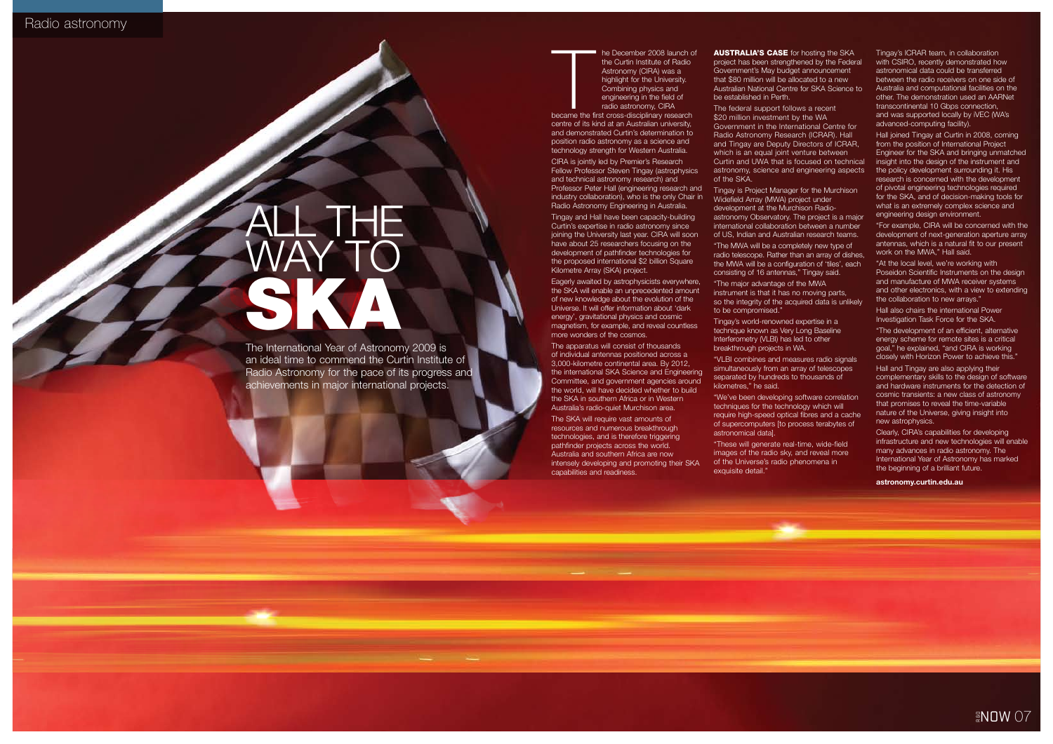# ALL THE WAY TO SKA

The International Year of Astronomy 2009 is an ideal time to commend the Curtin Institute of Radio Astronomy for the pace of its progress and achievements in major international projects.

The December 2008 launch of the Curtin Institute of Radio Astronomy (CIRA) was a highlight for the University. Combining physics and engineering in the field of radio astronomy, CIRA became the first cross-disciplinary research centre of its kind at an Australian university, and demonstrated Curtin's determination to position radio astronomy as a science and technology strength for Western Australia.

CIRA is jointly led by Premier's Research Fellow Professor Steven Tingay (astrophysics and technical astronomy research) and Professor Peter Hall (engineering research and industry collaboration), who is the only Chair in Radio Astronomy Engineering in Australia.

Tingay and Hall have been capacity-building Curtin's expertise in radio astronomy since joining the University last year. CIRA will soon have about 25 researchers focusing on the development of pathfinder technologies for the proposed international $2 billion Square Kilometre Array (SKA) project.

Eagerly awaited by astrophysicists everywhere, the SKA will enable an unprecedented amount of new knowledge about the evolution of the Universe. It will offer information about 'dark energy', gravitational physics and cosmic magnetism, for example, and reveal countless more wonders of the cosmos.

The apparatus will consist of thousands of individual antennas positioned across a 3,000-kilometre continental area. By 2012, the international SKA Science and Engineering Committee, and government agencies around the world, will have decided whether to build the SKA in southern Africa or in Western Australia's radio-quiet Murchison area.

The SKA will require vast amounts of resources and numerous breakthrough technologies, and is therefore triggering pathfinder projects across the world. Australia and southern Africa are now intensely developing and promoting their SKA capabilities and readiness.

**AUSTRALIA'S CASE** for hosting the SKA project has been strengthened by the Federal Government's May budget announcement that $80 million will be allocated to a new Australian National Centre for SKA Science to be established in Perth.

The federal support follows a recent $20 million investment by the WA Government in the International Centre for Radio Astronomy Research (ICRAR). Hall and Tingay are Deputy Directors of ICRAR, which is an equal joint venture between Curtin and UWA that is focused on technical astronomy, science and engineering aspects of the SKA.

Tingay is Project Manager for the Murchison Widefield Array (MWA) project under development at the Murchison Radio-astronomy Observatory. The project is a major international collaboration between a number of US, Indian and Australian research teams.

"The MWA will be a completely new type of radio telescope. Rather than an array of dishes, the MWA will be a configuration of 'tiles', each consisting of 16 antennas," Tingay said.

"The major advantage of the MWA instrument is that it has no moving parts, so the integrity of the acquired data is unlikely to be compromised."

Tingay's world-renowned expertise in a technique known as Very Long Baseline Interferometry (VLBI) has led to other breakthrough projects in WA.

"VLBI combines and measures radio signals simultaneously from an array of telescopes separated by hundreds to thousands of kilometres," he said.

"We've been developing software correlation techniques for the technology which will require high-speed optical fibres and a cache of supercomputers [to process terabytes of astronomical data].

"These will generate real-time, wide-field images of the radio sky, and reveal more of the Universe's radio phenomena in exquisite detail."

Tingay's ICRAR team, in collaboration with CSIRO, recently demonstrated how astronomical data could be transferred between the radio receivers on one side of Australia and computational facilities on the other. The demonstration used an AARNet transcontinental 10 Gbps connection, and was supported locally by iVEC (WA's advanced-computing facility).

Hall joined Tingay at Curtin in 2008, coming from the position of International Project Engineer for the SKA and bringing unmatched insight into the design of the instrument and the policy development surrounding it. His research is concerned with the development of pivotal engineering technologies required for the SKA, and of decision-making tools for what is an extremely complex science and engineering design environment.

"For example, CIRA will be concerned with the development of next-generation aperture array antennas, which is a natural fit to our present work on the MWA," Hall said.

"At the local level, we're working with Poseidon Scientific Instruments on the design and manufacture of MWA receiver systems and other electronics, with a view to extending the collaboration to new arrays."

Hall also chairs the international Power Investigation Task Force for the SKA.

"The development of an efficient, alternative energy scheme for remote sites is a critical goal," he explained, "and CIRA is working closely with Horizon Power to achieve this."

Hall and Tingay are also applying their complementary skills to the design of software and hardware instruments for the detection of cosmic transients: a new class of astronomy that promises to reveal the time-variable nature of the Universe, giving insight into new astrophysics.

Clearly, CIRA's capabilities for developing infrastructure and new technologies will enable many advances in radio astronomy. The International Year of Astronomy has marked the beginning of a brilliant future.

**astronomy.curtin.edu.au**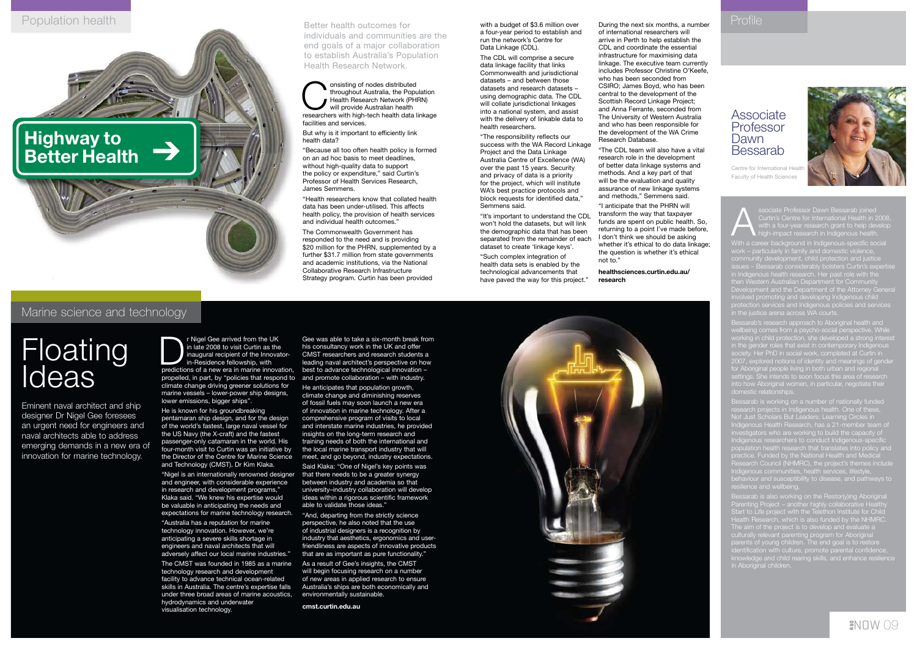Population health

# Highway to Better Health

Better health outcomes for individuals and communities are the end goals of a major collaboration to establish Australia's Population Health Research Network.

Consisting of nodes distributed throughout Australia, the Population Health Research Network (PHRN) will provide Australian health researchers with high-tech health data linkage facilities and services.

But why is it important to efficiently link health data?

"Because all too often health policy is formed on an ad hoc basis to meet deadlines, without high-quality data to support the policy or expenditure," said Curtin's Professor of Health Services Research, James Semmens.

"Health researchers know that collated health data has been under-utilised. This affects health policy, the provision of health services and individual health outcomes."

The Commonwealth Government has responded to the need and is providing $20 million for the PHRN, supplemented by a further $31.7 million from state governments and academic institutions, via the National Collaborative Research Infrastructure Strategy program. Curtin has been provided with a budget of $3.6 million over a four-year period to establish and run the network's Centre for Data Linkage (CDL).

The CDL will comprise a secure data linkage facility that links Commonwealth and jurisdictional datasets – and between those datasets and research datasets – using demographic data. The CDL will collate jurisdictional linkages into a national system, and assist with the delivery of linkable data to health researchers.

"The responsibility reflects our success with the WA Record Linkage Project and the Data Linkage Australia Centre of Excellence (WA) over the past 15 years. Security and privacy of data is a priority for the project, which will institute WA's best practice protocols and block requests for identified data," Semmens said.

"It's important to understand the CDL won't hold the datasets, but will link the demographic data that has been separated from the remainder of each dataset to create 'linkage keys'.

"Such complex integration of health data sets is enabled by the technological advancements that have paved the way for this project."

During the next six months, a number of international researchers will arrive in Perth to help establish the CDL and coordinate the essential infrastructure for maximising data linkage. The executive team currently includes Professor Christine O'Keefe, who has been seconded from CSIRO; James Boyd, who has been central to the development of the Scottish Record Linkage Project; and Anna Ferrante, seconded from The University of Western Australia and who has been responsible for the development of the WA Crime Research Database.

"The CDL team will also have a vital research role in the development of better data linkage systems and methods. And a key part of that will be the evaluation and quality assurance of new linkage systems and methods," Semmens said.

"I anticipate that the PHRN will transform the way that taxpayer funds are spent on public health. So, returning to a point I've made before, I don't think we should be asking whether it's ethical to do data linkage; the question is whether it's ethical not to."

**healthsciences.curtin.edu.au/research**

Profile

## Associate Professor Dawn Bessarab

Centre for International Health
Faculty of Health Sciences

Associate Professor Dawn Bessarab joined Curtin's Centre for International Health in 2008, with a four-year research grant to help develop high-impact research in Indigenous health.

With a career background in Indigenous-specific social work – particularly in family and domestic violence, community development, child protection and justice issues – Bessarab considerably bolsters Curtin's expertise in Indigenous health research. Her past role with the then Western Australian Department for Community Development and the Department of the Attorney General involved promoting and developing Indigenous child protection services and Indigenous policies and services in the justice arena across WA courts.

Bessarab's research approach to Aboriginal health and wellbeing comes from a psycho-social perspective. While working in child protection, she developed a strong interest in the gender roles that exist in contemporary Indigenous society. Her PhD in social work, completed at Curtin in 2007, explored notions of identity and meanings of gender for Aboriginal people living in both urban and regional settings. She intends to soon focus this area of research into how Aboriginal women, in particular, negotiate their domestic relationships.

Bessarab is working on a number of nationally funded research projects in Indigenous health. One of these, Not Just Scholars But Leaders: Learning Circles in Indigenous Health Research, has a 21-member team of investigators who are working to build the capacity of Indigenous researchers to conduct Indigenous-specific population health research that translates into policy and practice. Funded by the National Health and Medical Research Council (NHMRC), the project's themes include Indigenous communities, health services, lifestyle, behaviour and susceptibility to disease, and pathways to resilience and wellbeing.

Bessarab is also working on the Restor(y)ing Aboriginal Parenting Project – another highly collaborative Healthy Start to Life project with the Telethon Institute for Child Health Research, which is also funded by the NHMRC. The aim of the project is to develop and evaluate a culturally relevant parenting program for Aboriginal parents of young children. The end goal is to restore identification with culture, promote parental confidence, knowledge and child rearing skills, and enhance resilience in Aboriginal children.

Marine science and technology

# Floating Ideas

Eminent naval architect and ship designer Dr Nigel Gee foresees an urgent need for engineers and naval architects able to address emerging demands in a new era of innovation for marine technology.

Dr Nigel Gee arrived from the UK in late 2008 to visit Curtin as the inaugural recipient of the Innovator-in-Residence fellowship, with predictions of a new era in marine innovation, propelled, in part, by "policies that respond to climate change driving greener solutions for marine vessels – lower-power ship designs, lower emissions, bigger ships".

He is known for his groundbreaking pentamaran ship design, and for the design of the world's fastest, large naval vessel for the US Navy (the X-craft) and the fastest passenger-only catamaran in the world. His four-month visit to Curtin was an initiative by the Director of the Centre for Marine Science and Technology (CMST), Dr Kim Klaka.

"Nigel is an internationally renowned designer and engineer, with considerable experience in research and development programs," Klaka said. "We knew his expertise would be valuable in anticipating the needs and expectations for marine technology research.

"Australia has a reputation for marine technology innovation. However, we're anticipating a severe skills shortage in engineers and naval architects that will adversely affect our local marine industries."

The CMST was founded in 1985 as a marine technology research and development facility to advance technical ocean-related skills in Australia. The centre's expertise falls under three broad areas of marine acoustics, hydrodynamics and underwater visualisation technology.

Gee was able to take a six-month break from his consultancy work in the UK and offer CMST researchers and research students a leading naval architect's perspective on how best to advance technological innovation – and promote collaboration – with industry.

He anticipates that population growth, climate change and diminishing reserves of fossil fuels may soon launch a new era of innovation in marine technology. After a comprehensive program of visits to local and interstate marine industries, he provided insights on the long-term research and training needs of both the international and the local marine transport industry that will meet, and go beyond, industry expectations.

Said Klaka: "One of Nigel's key points was that there needs to be a greater synergy between industry and academia so that university–industry collaboration will develop ideas within a rigorous scientific framework able to validate those ideas."

"And, departing from the strictly science perspective, he also noted that the use of industrial designers is a recognition by industry that aesthetics, ergonomics and user-friendliness are aspects of innovative products that are as important as pure functionality."

As a result of Gee's insights, the CMST will begin focusing research on a number of new areas in applied research to ensure Australia's ships are both economically and environmentally sustainable.

**cmst.curtin.edu.au**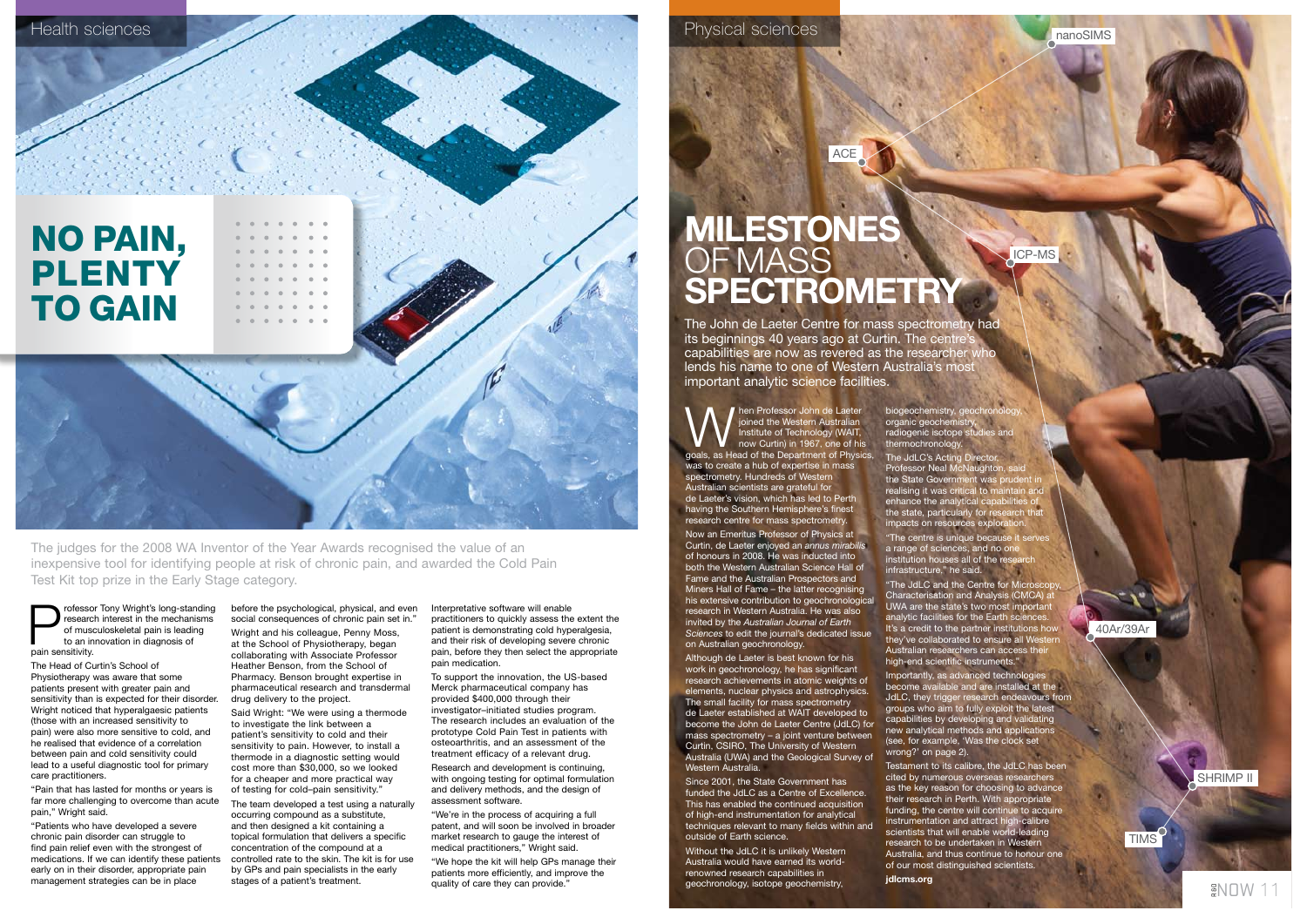Health sciences

# NO PAIN, PLENTY TO GAIN

The judges for the 2008 WA Inventor of the Year Awards recognised the value of an inexpensive tool for identifying people at risk of chronic pain, and awarded the Cold Pain Test Kit top prize in the Early Stage category.

Professor Tony Wright's long-standing research interest in the mechanisms of musculoskeletal pain is leading to an innovation in diagnosis of pain sensitivity.

The Head of Curtin's School of Physiotherapy was aware that some patients present with greater pain and sensitivity than is expected for their disorder. Wright noticed that hyperalgaesic patients (those with an increased sensitivity to pain) were also more sensitive to cold, and he realised that evidence of a correlation between pain and cold sensitivity could lead to a useful diagnostic tool for primary care practitioners.

"Pain that has lasted for months or years is far more challenging to overcome than acute pain," Wright said.

"Patients who have developed a severe chronic pain disorder can struggle to find pain relief even with the strongest of medications. If we can identify these patients early on in their disorder, appropriate pain management strategies can be in place before the psychological, physical, and even social consequences of chronic pain set in."

Wright and his colleague, Penny Moss, at the School of Physiotherapy, began collaborating with Associate Professor Heather Benson, from the School of Pharmacy. Benson brought expertise in pharmaceutical research and transdermal drug delivery to the project.

Said Wright: "We were using a thermode to investigate the link between a patient's sensitivity to cold and their sensitivity to pain. However, to install a thermode in a diagnostic setting would cost more than $30,000, so we looked for a cheaper and more practical way of testing for cold–pain sensitivity."

The team developed a test using a naturally occurring compound as a substitute, and then designed a kit containing a topical formulation that delivers a specific concentration of the compound at a controlled rate to the skin. The kit is for use by GPs and pain specialists in the early stages of a patient's treatment.

Interpretative software will enable practitioners to quickly assess the extent the patient is demonstrating cold hyperalgesia, and their risk of developing severe chronic pain, before they then select the appropriate pain medication.

To support the innovation, the US-based Merck pharmaceutical company has provided $400,000 through their investigator–initiated studies program. The research includes an evaluation of the prototype Cold Pain Test in patients with osteoarthritis, and an assessment of the treatment efficacy of a relevant drug.

Research and development is continuing, with ongoing testing for optimal formulation and delivery methods, and the design of assessment software.

"We're in the process of acquiring a full patent, and will soon be involved in broader market research to gauge the interest of medical practitioners," Wright said.

"We hope the kit will help GPs manage their patients more efficiently, and improve the quality of care they can provide."

Physical sciences

# MILESTONES OF MASS SPECTROMETRY

The John de Laeter Centre for mass spectrometry had its beginnings 40 years ago at Curtin. The centre's capabilities are now as revered as the researcher who lends his name to one of Western Australia's most important analytic science facilities.

When Professor John de Laeter joined the Western Australian Institute of Technology (WAIT, now Curtin) in 1967, one of his goals, as Head of the Department of Physics, was to create a hub of expertise in mass spectrometry. Hundreds of Western Australian scientists are grateful for de Laeter's vision, which has led to Perth having the Southern Hemisphere's finest research centre for mass spectrometry.

Now an Emeritus Professor of Physics at Curtin, de Laeter enjoyed an *annus mirabilis* of honours in 2008. He was inducted into both the Western Australian Science Hall of Fame and the Australian Prospectors and Miners Hall of Fame – the latter recognising his extensive contribution to geochronological research in Western Australia. He was also invited by the *Australian Journal of Earth Sciences* to edit the journal's dedicated issue on Australian geochronology.

Although de Laeter is best known for his work in geochronology, he has significant research achievements in atomic weights of elements, nuclear physics and astrophysics. The small facility for mass spectrometry de Laeter established at WAIT developed to become the John de Laeter Centre (JdLC) for mass spectrometry – a joint venture between Curtin, CSIRO, The University of Western Australia (UWA) and the Geological Survey of Western Australia.

Since 2001, the State Government has funded the JdLC as a Centre of Excellence. This has enabled the continued acquisition of high-end instrumentation for analytical techniques relevant to many fields within and outside of Earth science.

Without the JdLC it is unlikely Western Australia would have earned its world-renowned research capabilities in geochronology, isotope geochemistry, biogeochemistry, geochronology, organic geochemistry, radiogenic isotope studies and thermochronology.

The JdLC's Acting Director, Professor Neal McNaughton, said the State Government was prudent in realising it was critical to maintain and enhance the analytical capabilities of the state, particularly for research that impacts on resources exploration.

"The centre is unique because it serves a range of sciences, and no one institution houses all of the research infrastructure," he said.

"The JdLC and the Centre for Microscopy, Characterisation and Analysis (CMCA) at UWA are the state's two most important analytic facilities for the Earth sciences. It's a credit to the partner institutions how they've collaborated to ensure all Western Australian researchers can access their high-end scientific instruments."

Importantly, as advanced technologies become available and are installed at the JdLC, they trigger research endeavours from groups who aim to fully exploit the latest capabilities by developing and validating new analytical methods and applications (see, for example, 'Was the clock set wrong?' on page 2).

Testament to its calibre, the JdLC has been cited by numerous overseas researchers as the key reason for choosing to advance their research in Perth. With appropriate funding, the centre will continue to acquire instrumentation and attract high-calibre scientists that will enable world-leading research to be undertaken in Western Australia, and thus continue to honour one of our most distinguished scientists.

**jdlcms.org**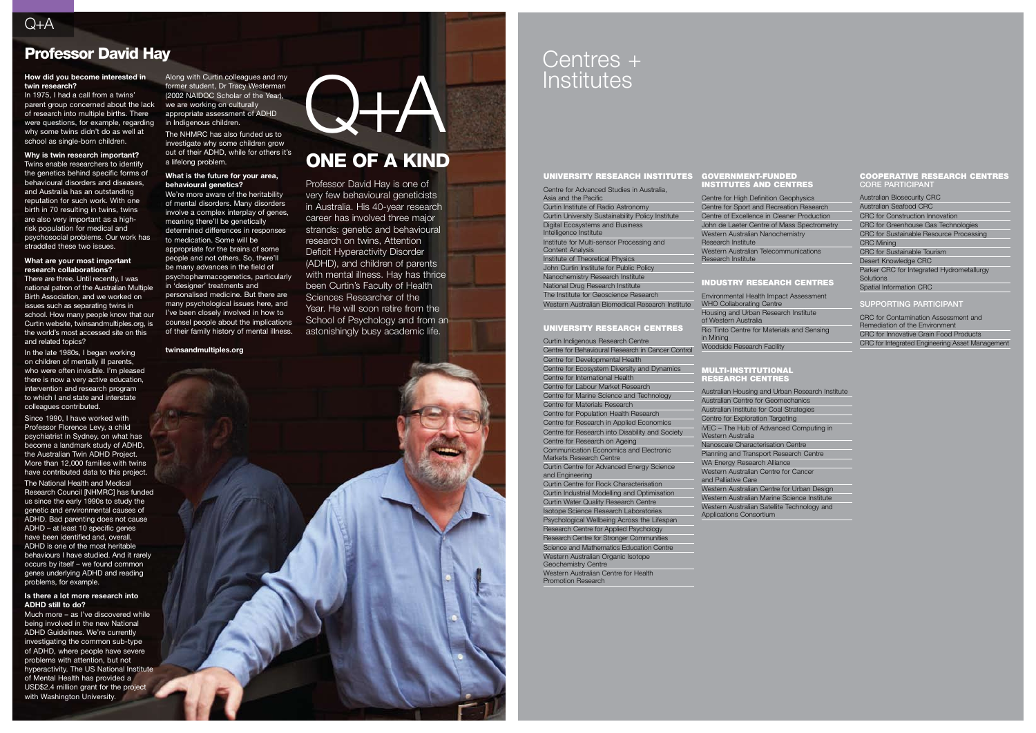Q+A

## Professor David Hay

# Q+A

# ONE OF A KIND

Professor David Hay is one of very few behavioural geneticists in Australia. His 40-year research career has involved three major strands: genetic and behavioural research on twins, Attention Deficit Hyperactivity Disorder (ADHD), and children of parents with mental illness. Hay has thrice been Curtin's Faculty of Health Sciences Researcher of the Year. He will soon retire from the School of Psychology and from an astonishingly busy academic life.

**How did you become interested in twin research?**
In 1975, I had a call from a twins' parent group concerned about the lack of research into multiple births. There were questions, for example, regarding why some twins didn't do as well at school as single-born children.

**Why is twin research important?**
Twins enable researchers to identify the genetics behind specific forms of behavioural disorders and diseases, and Australia has an outstanding reputation for such work. With one birth in 70 resulting in twins, twins are also very important as a high-risk population for medical and psychosocial problems. Our work has straddled these two issues.

**What are your most important research collaborations?**
There are three. Until recently, I was national patron of the Australian Multiple Birth Association, and we worked on issues such as separating twins in school. How many people know that our Curtin website, twinsandmultiples.org, is the world's most accessed site on this and related topics?

In the late 1980s, I began working on children of mentally ill parents, who were often invisible. I'm pleased there is now a very active education, intervention and research program to which I and state and interstate colleagues contributed.

Since 1990, I have worked with Professor Florence Levy, a child psychiatrist in Sydney, on what has become a landmark study of ADHD, the Australian Twin ADHD Project. More than 12,000 families with twins have contributed data to this project.

The National Health and Medical Research Council [NHMRC] has funded us since the early 1990s to study the genetic and environmental causes of ADHD. Bad parenting does not cause ADHD – at least 10 specific genes have been identified and, overall, ADHD is one of the most heritable behaviours I have studied. And it rarely occurs by itself – we found common genes underlying ADHD and reading problems, for example.

**Is there a lot more research into ADHD still to do?**
Much more – as I've discovered while being involved in the new National ADHD Guidelines. We're currently investigating the common sub-type of ADHD, where people have severe problems with attention, but not hyperactivity. The US National Institute of Mental Health has provided a USD$2.4 million grant for the project with Washington University.

Along with Curtin colleagues and my former student, Dr Tracy Westerman (2002 NAIDOC Scholar of the Year), we are working on culturally appropriate assessment of ADHD in Indigenous children.

The NHMRC has also funded us to investigate why some children grow out of their ADHD, while for others it's a lifelong problem.

**What is the future for your area, behavioural genetics?**
We're more aware of the heritability of mental disorders. Many disorders involve a complex interplay of genes, meaning there'll be genetically determined differences in responses to medication. Some will be appropriate for the brains of some people and not others. So, there'll be many advances in the field of psychopharmacogenetics, particularly in 'designer' treatments and personalised medicine. But there are many psychological issues here, and I've been closely involved in how to counsel people about the implications of their family history of mental illness.

**twinsandmultiples.org**

# Centres + Institutes

### UNIVERSITY RESEARCH INSTITUTES

- Centre for Advanced Studies in Australia, Asia and the Pacific
- Curtin Institute of Radio Astronomy
- Curtin University Sustainability Policy Institute
- Digital Ecosystems and Business Intelligence Institute
- Institute for Multi-sensor Processing and Content Analysis
- Institute of Theoretical Physics
- John Curtin Institute for Public Policy
- Nanochemistry Research Institute
- National Drug Research Institute
- The Institute for Geoscience Research
- Western Australian Biomedical Research Institute

### UNIVERSITY RESEARCH CENTRES

- Curtin Indigenous Research Centre
- Centre for Behavioural Research in Cancer Control
- Centre for Developmental Health
- Centre for Ecosystem Diversity and Dynamics
- Centre for International Health
- Centre for Labour Market Research
- Centre for Marine Science and Technology
- Centre for Materials Research
- Centre for Population Health Research
- Centre for Research in Applied Economics
- Centre for Research into Disability and Society
- Centre for Research on Ageing
- Communication Economics and Electronic Markets Research Centre
- Curtin Centre for Advanced Energy Science and Engineering
- Curtin Centre for Rock Characterisation
- Curtin Industrial Modelling and Optimisation
- Curtin Water Quality Research Centre
- Isotope Science Research Laboratories
- Psychological Wellbeing Across the Lifespan
- Research Centre for Applied Psychology
- Research Centre for Stronger Communities
- Science and Mathematics Education Centre
- Western Australian Organic Isotope Geochemistry Centre
- Western Australian Centre for Health Promotion Research

### GOVERNMENT-FUNDED INSTITUTES AND CENTRES

- Centre for High Definition Geophysics
- Centre for Sport and Recreation Research
- Centre of Excellence in Cleaner Production
- John de Laeter Centre of Mass Spectrometry
- Western Australian Nanochemistry Research Institute
- Western Australian Telecommunications Research Institute

### INDUSTRY RESEARCH CENTRES

- Environmental Health Impact Assessment WHO Collaborating Centre
- Housing and Urban Research Institute of Western Australia
- Rio Tinto Centre for Materials and Sensing in Mining
- Woodside Research Facility

### MULTI-INSTITUTIONAL RESEARCH CENTRES

- Australian Housing and Urban Research Institute
- Australian Centre for Geomechanics
- Australian Institute for Coal Strategies
- Centre for Exploration Targeting
- iVEC – The Hub of Advanced Computing in Western Australia
- Nanoscale Characterisation Centre
- Planning and Transport Research Centre
- WA Energy Research Alliance
- Western Australian Centre for Cancer and Palliative Care
- Western Australian Centre for Urban Design
- Western Australian Marine Science Institute
- Western Australian Satellite Technology and Applications Consortium

### COOPERATIVE RESEARCH CENTRES
CORE PARTICIPANT

- Australian Biosecurity CRC
- Australian Seafood CRC
- CRC for Construction Innovation
- CRC for Greenhouse Gas Technologies
- CRC for Sustainable Resource Processing
- CRC Mining
- CRC for Sustainable Tourism
- Desert Knowledge CRC
- Parker CRC for Integrated Hydrometallurgy Solutions
- Spatial Information CRC

SUPPORTING PARTICIPANT

- CRC for Contamination Assessment and Remediation of the Environment
- CRC for Innovative Grain Food Products
- CRC for Integrated Engineering Asset Management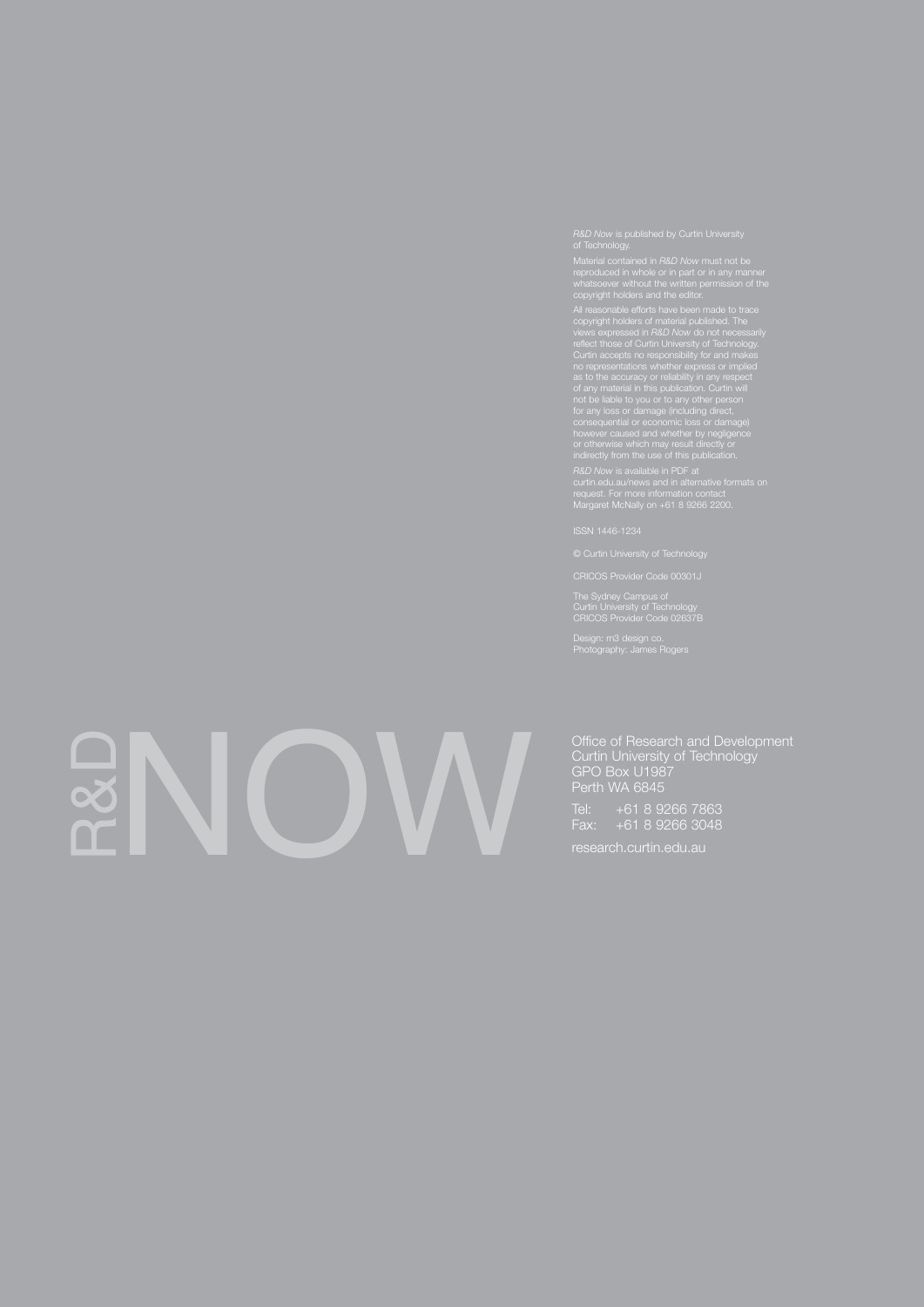*R&D Now* is published by Curtin University of Technology.

Material contained in *R&D Now* must not be reproduced in whole or in part or in any manner whatsoever without the written permission of the copyright holders and the editor.

All reasonable efforts have been made to trace copyright holders of material published. The views expressed in *R&D Now* do not necessarily reflect those of Curtin University of Technology. Curtin accepts no responsibility for and makes no representations whether express or implied as to the accuracy or reliability in any respect of any material in this publication. Curtin will not be liable to you or to any other person for any loss or damage (including direct, consequential or economic loss or damage) however caused and whether by negligence or otherwise which may result directly or indirectly from the use of this publication.

*R&D Now* is available in PDF at curtin.edu.au/news and in alternative formats on request. For more information contact Margaret McNally on +61 8 9266 2200.

ISSN 1446-1234

© Curtin University of Technology

CRICOS Provider Code 00301J

The Sydney Campus of
Curtin University of Technology
CRICOS Provider Code 02637B

Design: m3 design co.
Photography: James Rogers

R&D NOW

Office of Research and Development
Curtin University of Technology
GPO Box U1987
Perth WA 6845

Tel: +61 8 9266 7863
Fax: +61 8 9266 3048

research.curtin.edu.au